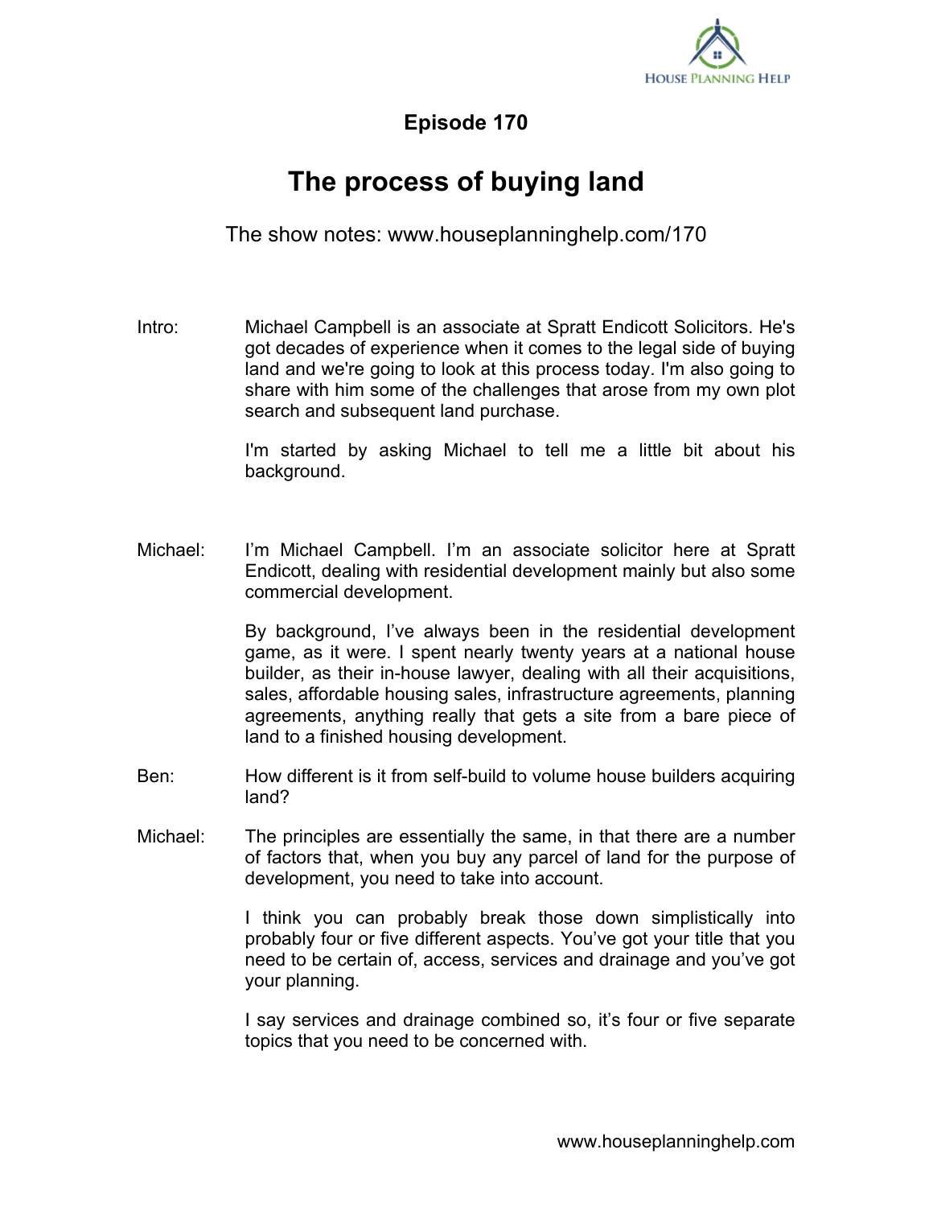# Episode 170

## The process of buying land

The show notes: www.houseplanninghelp.com/170

Intro: Michael Campbell is an associate at Spratt Endicott Solicitors. He's got decades of experience when it comes to the legal side of buying land and we're going to look at this process today. I'm also going to share with him some of the challenges that arose from my own plot search and subsequent land purchase.

I'm started by asking Michael to tell me a little bit about his background.

Michael: I'm Michael Campbell. I'm an associate solicitor here at Spratt Endicott, dealing with residential development mainly but also some commercial development.

By background, I've always been in the residential development game, as it were. I spent nearly twenty years at a national house builder, as their in-house lawyer, dealing with all their acquisitions, sales, affordable housing sales, infrastructure agreements, planning agreements, anything really that gets a site from a bare piece of land to a finished housing development.

Ben: How different is it from self-build to volume house builders acquiring land?

Michael: The principles are essentially the same, in that there are a number of factors that, when you buy any parcel of land for the purpose of development, you need to take into account.

I think you can probably break those down simplistically into probably four or five different aspects. You've got your title that you need to be certain of, access, services and drainage and you've got your planning.

I say services and drainage combined so, it's four or five separate topics that you need to be concerned with.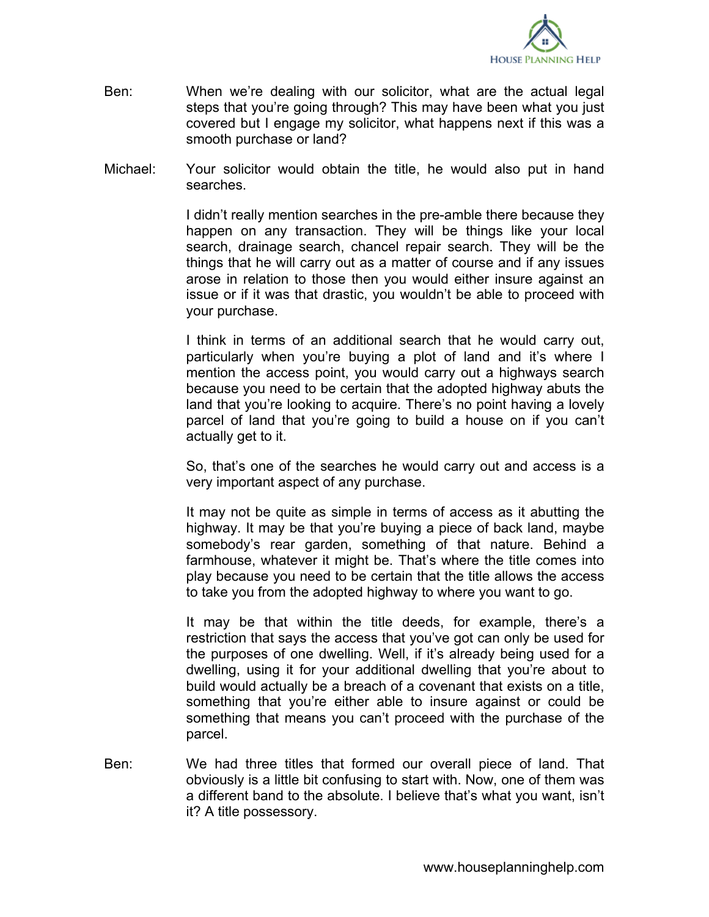Ben: When we're dealing with our solicitor, what are the actual legal steps that you're going through? This may have been what you just covered but I engage my solicitor, what happens next if this was a smooth purchase or land?

Michael: Your solicitor would obtain the title, he would also put in hand searches.

I didn't really mention searches in the pre-amble there because they happen on any transaction. They will be things like your local search, drainage search, chancel repair search. They will be the things that he will carry out as a matter of course and if any issues arose in relation to those then you would either insure against an issue or if it was that drastic, you wouldn't be able to proceed with your purchase.

I think in terms of an additional search that he would carry out, particularly when you're buying a plot of land and it's where I mention the access point, you would carry out a highways search because you need to be certain that the adopted highway abuts the land that you're looking to acquire. There's no point having a lovely parcel of land that you're going to build a house on if you can't actually get to it.

So, that's one of the searches he would carry out and access is a very important aspect of any purchase.

It may not be quite as simple in terms of access as it abutting the highway. It may be that you're buying a piece of back land, maybe somebody's rear garden, something of that nature. Behind a farmhouse, whatever it might be. That's where the title comes into play because you need to be certain that the title allows the access to take you from the adopted highway to where you want to go.

It may be that within the title deeds, for example, there's a restriction that says the access that you've got can only be used for the purposes of one dwelling. Well, if it's already being used for a dwelling, using it for your additional dwelling that you're about to build would actually be a breach of a covenant that exists on a title, something that you're either able to insure against or could be something that means you can't proceed with the purchase of the parcel.

Ben: We had three titles that formed our overall piece of land. That obviously is a little bit confusing to start with. Now, one of them was a different band to the absolute. I believe that's what you want, isn't it? A title possessory.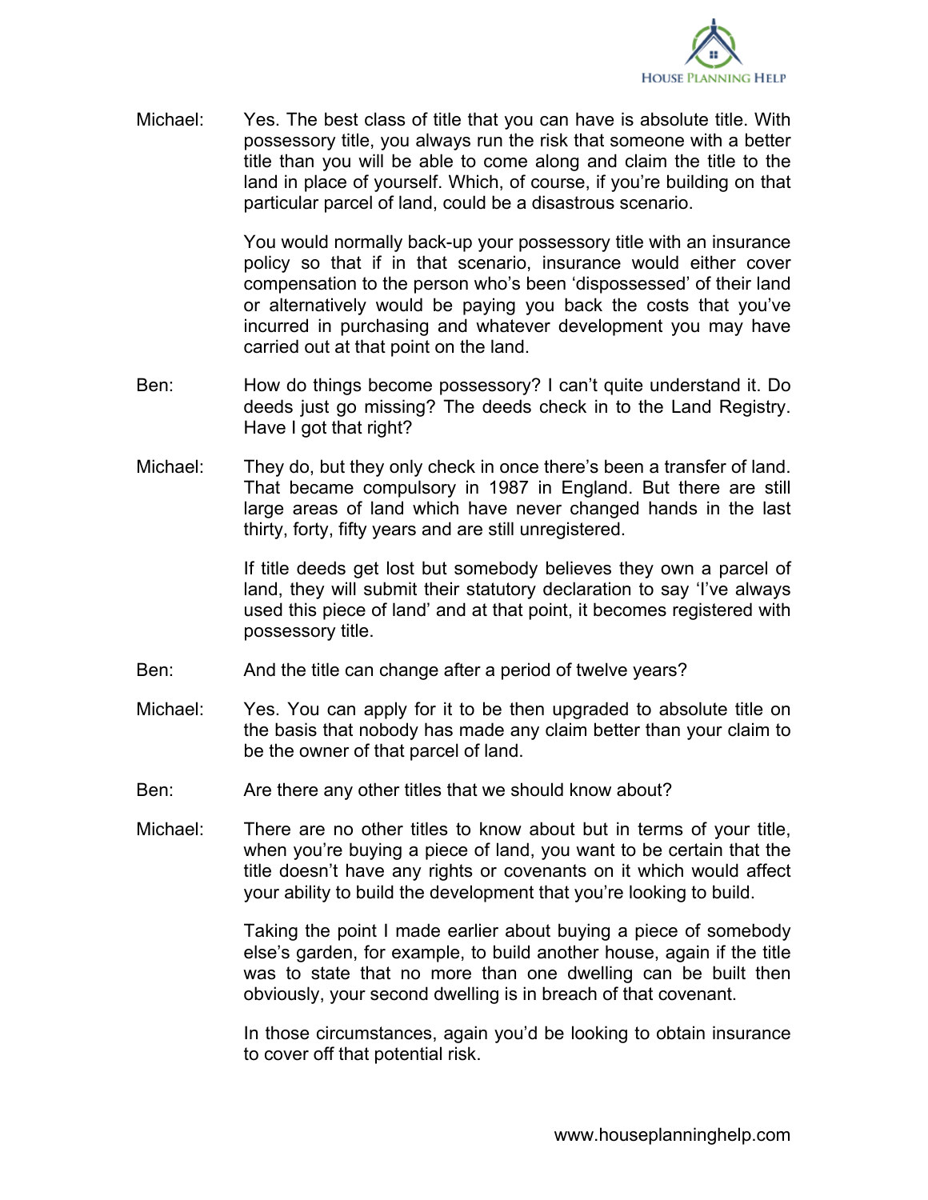Michael: Yes. The best class of title that you can have is absolute title. With possessory title, you always run the risk that someone with a better title than you will be able to come along and claim the title to the land in place of yourself. Which, of course, if you're building on that particular parcel of land, could be a disastrous scenario.

You would normally back-up your possessory title with an insurance policy so that if in that scenario, insurance would either cover compensation to the person who's been 'dispossessed' of their land or alternatively would be paying you back the costs that you've incurred in purchasing and whatever development you may have carried out at that point on the land.

Ben: How do things become possessory? I can't quite understand it. Do deeds just go missing? The deeds check in to the Land Registry. Have I got that right?

Michael: They do, but they only check in once there's been a transfer of land. That became compulsory in 1987 in England. But there are still large areas of land which have never changed hands in the last thirty, forty, fifty years and are still unregistered.

If title deeds get lost but somebody believes they own a parcel of land, they will submit their statutory declaration to say 'I've always used this piece of land' and at that point, it becomes registered with possessory title.

Ben: And the title can change after a period of twelve years?

Michael: Yes. You can apply for it to be then upgraded to absolute title on the basis that nobody has made any claim better than your claim to be the owner of that parcel of land.

Ben: Are there any other titles that we should know about?

Michael: There are no other titles to know about but in terms of your title, when you're buying a piece of land, you want to be certain that the title doesn't have any rights or covenants on it which would affect your ability to build the development that you're looking to build.

Taking the point I made earlier about buying a piece of somebody else's garden, for example, to build another house, again if the title was to state that no more than one dwelling can be built then obviously, your second dwelling is in breach of that covenant.

In those circumstances, again you'd be looking to obtain insurance to cover off that potential risk.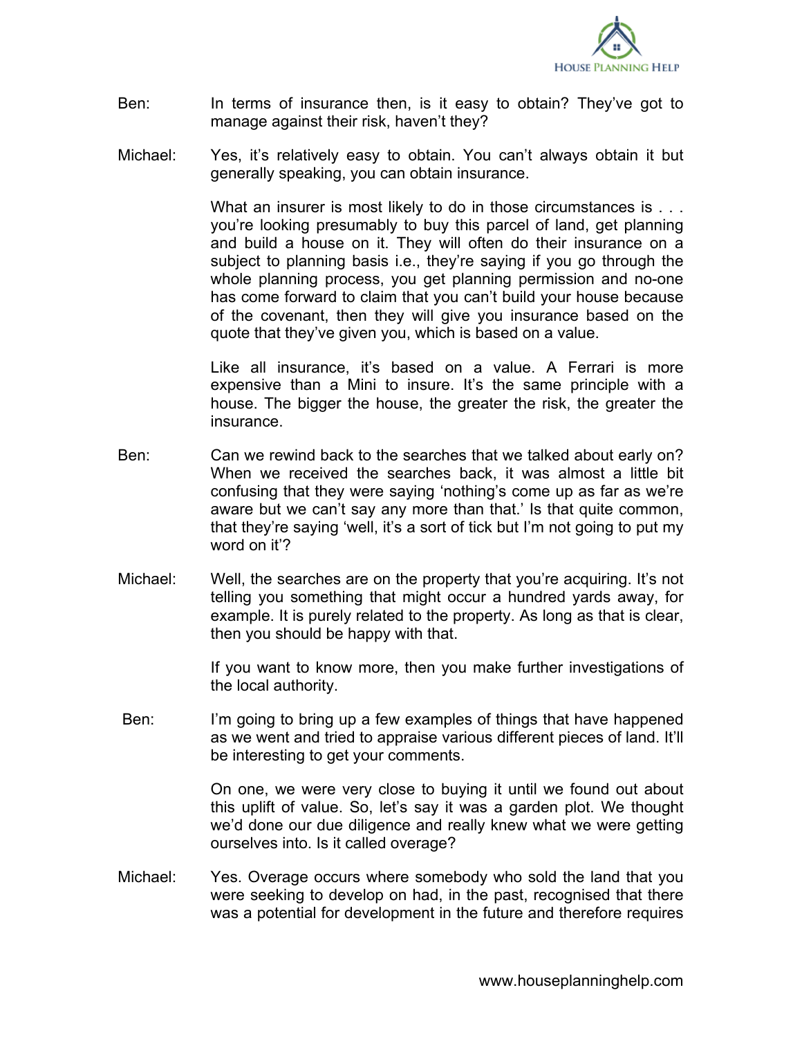Ben: In terms of insurance then, is it easy to obtain? They've got to manage against their risk, haven't they?

Michael: Yes, it's relatively easy to obtain. You can't always obtain it but generally speaking, you can obtain insurance.

What an insurer is most likely to do in those circumstances is . . . you're looking presumably to buy this parcel of land, get planning and build a house on it. They will often do their insurance on a subject to planning basis i.e., they're saying if you go through the whole planning process, you get planning permission and no-one has come forward to claim that you can't build your house because of the covenant, then they will give you insurance based on the quote that they've given you, which is based on a value.

Like all insurance, it's based on a value. A Ferrari is more expensive than a Mini to insure. It's the same principle with a house. The bigger the house, the greater the risk, the greater the insurance.

Ben: Can we rewind back to the searches that we talked about early on? When we received the searches back, it was almost a little bit confusing that they were saying 'nothing's come up as far as we're aware but we can't say any more than that.' Is that quite common, that they're saying 'well, it's a sort of tick but I'm not going to put my word on it'?

Michael: Well, the searches are on the property that you're acquiring. It's not telling you something that might occur a hundred yards away, for example. It is purely related to the property. As long as that is clear, then you should be happy with that.

If you want to know more, then you make further investigations of the local authority.

Ben: I'm going to bring up a few examples of things that have happened as we went and tried to appraise various different pieces of land. It'll be interesting to get your comments.

On one, we were very close to buying it until we found out about this uplift of value. So, let's say it was a garden plot. We thought we'd done our due diligence and really knew what we were getting ourselves into. Is it called overage?

Michael: Yes. Overage occurs where somebody who sold the land that you were seeking to develop on had, in the past, recognised that there was a potential for development in the future and therefore requires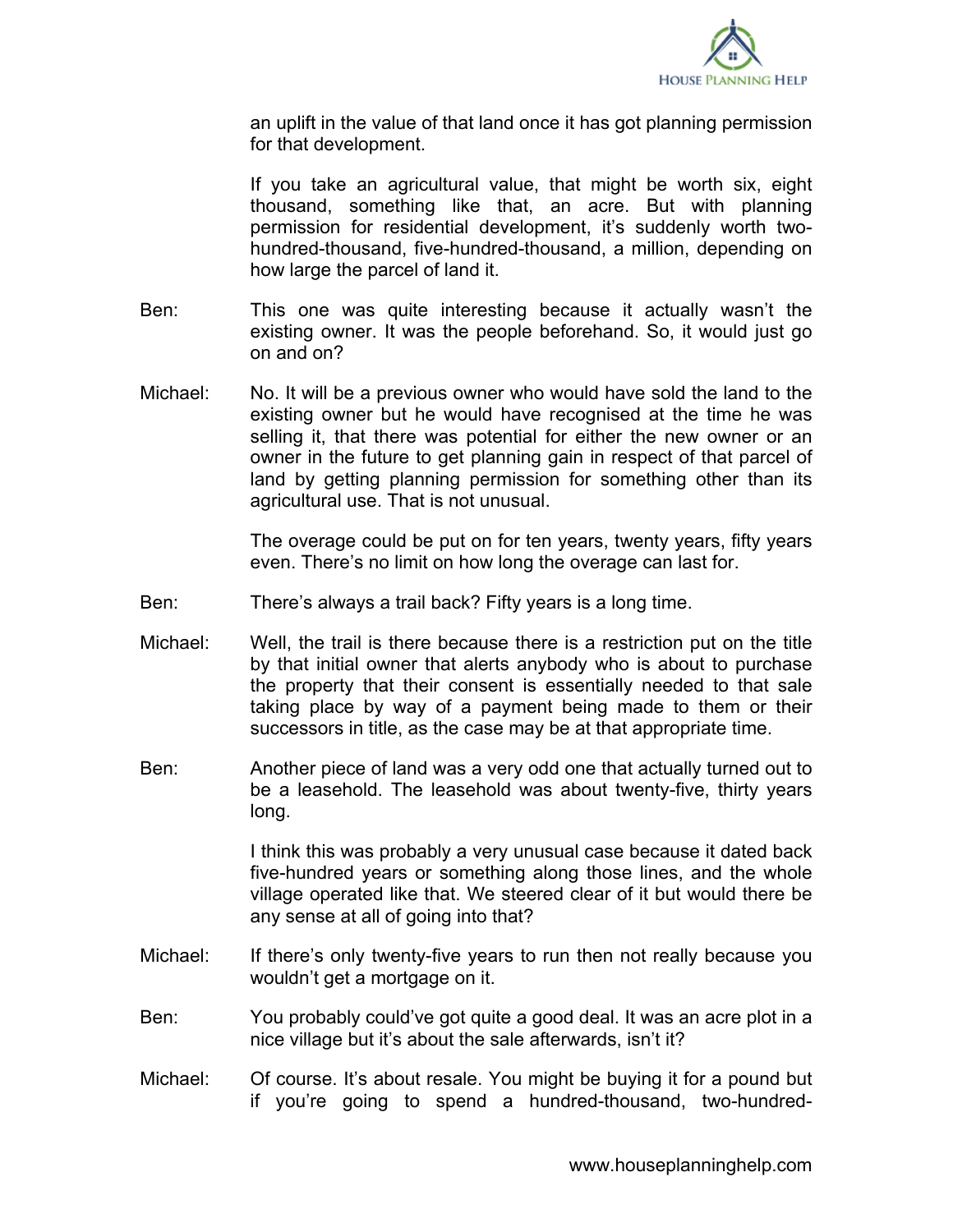an uplift in the value of that land once it has got planning permission for that development.

If you take an agricultural value, that might be worth six, eight thousand, something like that, an acre. But with planning permission for residential development, it's suddenly worth two-hundred-thousand, five-hundred-thousand, a million, depending on how large the parcel of land it.

Ben: This one was quite interesting because it actually wasn't the existing owner. It was the people beforehand. So, it would just go on and on?

Michael: No. It will be a previous owner who would have sold the land to the existing owner but he would have recognised at the time he was selling it, that there was potential for either the new owner or an owner in the future to get planning gain in respect of that parcel of land by getting planning permission for something other than its agricultural use. That is not unusual.

The overage could be put on for ten years, twenty years, fifty years even. There's no limit on how long the overage can last for.

Ben: There's always a trail back? Fifty years is a long time.

Michael: Well, the trail is there because there is a restriction put on the title by that initial owner that alerts anybody who is about to purchase the property that their consent is essentially needed to that sale taking place by way of a payment being made to them or their successors in title, as the case may be at that appropriate time.

Ben: Another piece of land was a very odd one that actually turned out to be a leasehold. The leasehold was about twenty-five, thirty years long.

I think this was probably a very unusual case because it dated back five-hundred years or something along those lines, and the whole village operated like that. We steered clear of it but would there be any sense at all of going into that?

Michael: If there's only twenty-five years to run then not really because you wouldn't get a mortgage on it.

Ben: You probably could've got quite a good deal. It was an acre plot in a nice village but it's about the sale afterwards, isn't it?

Michael: Of course. It's about resale. You might be buying it for a pound but if you're going to spend a hundred-thousand, two-hundred-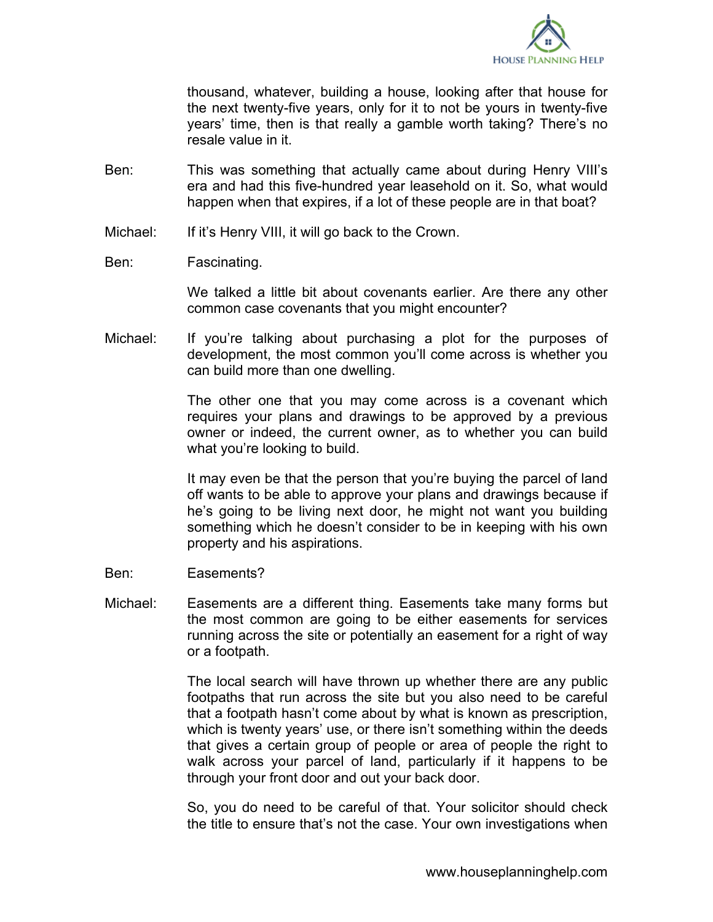thousand, whatever, building a house, looking after that house for the next twenty-five years, only for it to not be yours in twenty-five years' time, then is that really a gamble worth taking? There's no resale value in it.

Ben: This was something that actually came about during Henry VIII's era and had this five-hundred year leasehold on it. So, what would happen when that expires, if a lot of these people are in that boat?

Michael: If it's Henry VIII, it will go back to the Crown.

Ben: Fascinating.

We talked a little bit about covenants earlier. Are there any other common case covenants that you might encounter?

Michael: If you're talking about purchasing a plot for the purposes of development, the most common you'll come across is whether you can build more than one dwelling.

The other one that you may come across is a covenant which requires your plans and drawings to be approved by a previous owner or indeed, the current owner, as to whether you can build what you're looking to build.

It may even be that the person that you're buying the parcel of land off wants to be able to approve your plans and drawings because if he's going to be living next door, he might not want you building something which he doesn't consider to be in keeping with his own property and his aspirations.

Ben: Easements?

Michael: Easements are a different thing. Easements take many forms but the most common are going to be either easements for services running across the site or potentially an easement for a right of way or a footpath.

The local search will have thrown up whether there are any public footpaths that run across the site but you also need to be careful that a footpath hasn't come about by what is known as prescription, which is twenty years' use, or there isn't something within the deeds that gives a certain group of people or area of people the right to walk across your parcel of land, particularly if it happens to be through your front door and out your back door.

So, you do need to be careful of that. Your solicitor should check the title to ensure that's not the case. Your own investigations when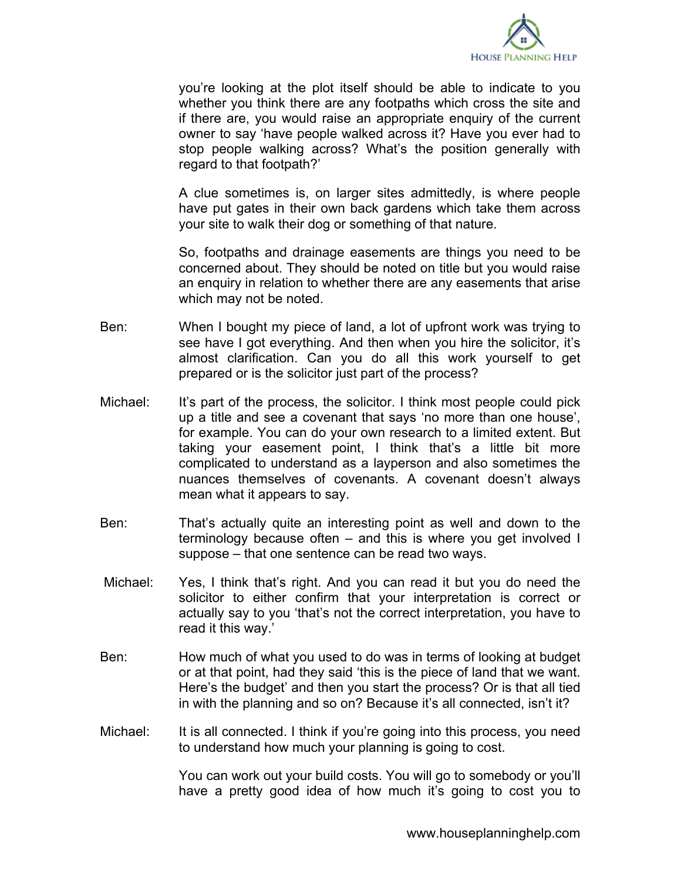you're looking at the plot itself should be able to indicate to you whether you think there are any footpaths which cross the site and if there are, you would raise an appropriate enquiry of the current owner to say 'have people walked across it? Have you ever had to stop people walking across? What's the position generally with regard to that footpath?'

A clue sometimes is, on larger sites admittedly, is where people have put gates in their own back gardens which take them across your site to walk their dog or something of that nature.

So, footpaths and drainage easements are things you need to be concerned about. They should be noted on title but you would raise an enquiry in relation to whether there are any easements that arise which may not be noted.

Ben: When I bought my piece of land, a lot of upfront work was trying to see have I got everything. And then when you hire the solicitor, it's almost clarification. Can you do all this work yourself to get prepared or is the solicitor just part of the process?

Michael: It's part of the process, the solicitor. I think most people could pick up a title and see a covenant that says 'no more than one house', for example. You can do your own research to a limited extent. But taking your easement point, I think that's a little bit more complicated to understand as a layperson and also sometimes the nuances themselves of covenants. A covenant doesn't always mean what it appears to say.

Ben: That's actually quite an interesting point as well and down to the terminology because often – and this is where you get involved I suppose – that one sentence can be read two ways.

Michael: Yes, I think that's right. And you can read it but you do need the solicitor to either confirm that your interpretation is correct or actually say to you 'that's not the correct interpretation, you have to read it this way.'

Ben: How much of what you used to do was in terms of looking at budget or at that point, had they said 'this is the piece of land that we want. Here's the budget' and then you start the process? Or is that all tied in with the planning and so on? Because it's all connected, isn't it?

Michael: It is all connected. I think if you're going into this process, you need to understand how much your planning is going to cost.

You can work out your build costs. You will go to somebody or you'll have a pretty good idea of how much it's going to cost you to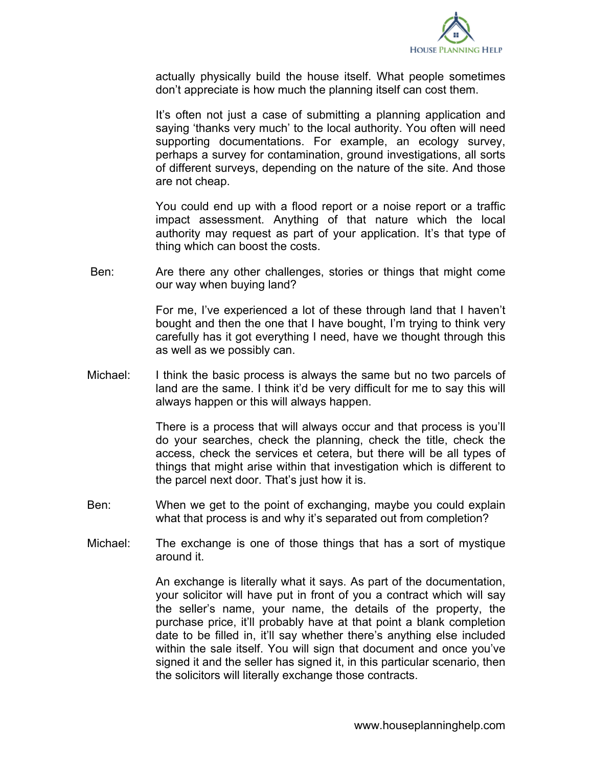actually physically build the house itself. What people sometimes don't appreciate is how much the planning itself can cost them.

It's often not just a case of submitting a planning application and saying 'thanks very much' to the local authority. You often will need supporting documentations. For example, an ecology survey, perhaps a survey for contamination, ground investigations, all sorts of different surveys, depending on the nature of the site. And those are not cheap.

You could end up with a flood report or a noise report or a traffic impact assessment. Anything of that nature which the local authority may request as part of your application. It's that type of thing which can boost the costs.

Ben: Are there any other challenges, stories or things that might come our way when buying land?

For me, I've experienced a lot of these through land that I haven't bought and then the one that I have bought, I'm trying to think very carefully has it got everything I need, have we thought through this as well as we possibly can.

Michael: I think the basic process is always the same but no two parcels of land are the same. I think it'd be very difficult for me to say this will always happen or this will always happen.

There is a process that will always occur and that process is you'll do your searches, check the planning, check the title, check the access, check the services et cetera, but there will be all types of things that might arise within that investigation which is different to the parcel next door. That's just how it is.

Ben: When we get to the point of exchanging, maybe you could explain what that process is and why it's separated out from completion?

Michael: The exchange is one of those things that has a sort of mystique around it.

An exchange is literally what it says. As part of the documentation, your solicitor will have put in front of you a contract which will say the seller's name, your name, the details of the property, the purchase price, it'll probably have at that point a blank completion date to be filled in, it'll say whether there's anything else included within the sale itself. You will sign that document and once you've signed it and the seller has signed it, in this particular scenario, then the solicitors will literally exchange those contracts.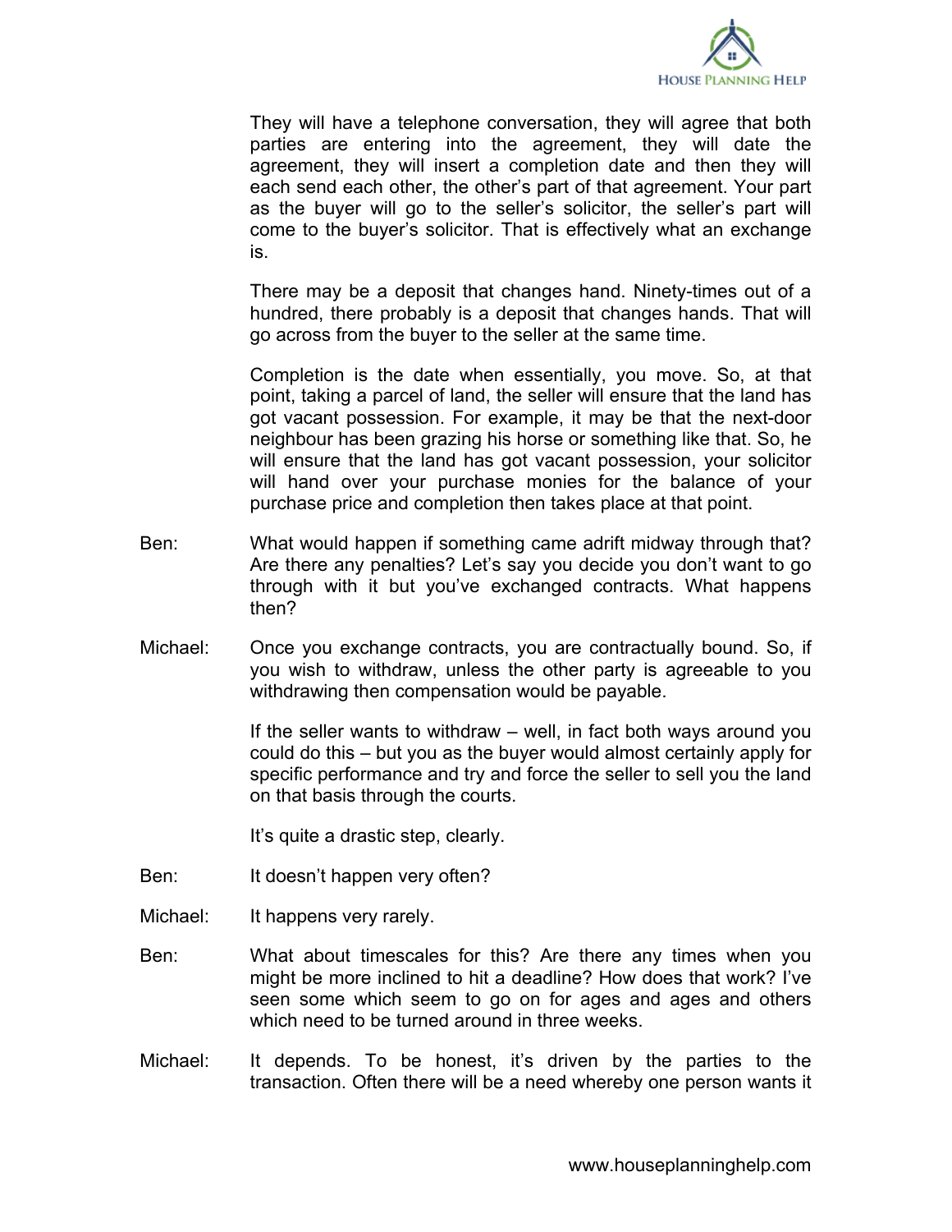They will have a telephone conversation, they will agree that both parties are entering into the agreement, they will date the agreement, they will insert a completion date and then they will each send each other, the other's part of that agreement. Your part as the buyer will go to the seller's solicitor, the seller's part will come to the buyer's solicitor. That is effectively what an exchange is.

There may be a deposit that changes hand. Ninety-times out of a hundred, there probably is a deposit that changes hands. That will go across from the buyer to the seller at the same time.

Completion is the date when essentially, you move. So, at that point, taking a parcel of land, the seller will ensure that the land has got vacant possession. For example, it may be that the next-door neighbour has been grazing his horse or something like that. So, he will ensure that the land has got vacant possession, your solicitor will hand over your purchase monies for the balance of your purchase price and completion then takes place at that point.

Ben: What would happen if something came adrift midway through that? Are there any penalties? Let's say you decide you don't want to go through with it but you've exchanged contracts. What happens then?

Michael: Once you exchange contracts, you are contractually bound. So, if you wish to withdraw, unless the other party is agreeable to you withdrawing then compensation would be payable.

If the seller wants to withdraw – well, in fact both ways around you could do this – but you as the buyer would almost certainly apply for specific performance and try and force the seller to sell you the land on that basis through the courts.

It's quite a drastic step, clearly.

Ben: It doesn't happen very often?

Michael: It happens very rarely.

Ben: What about timescales for this? Are there any times when you might be more inclined to hit a deadline? How does that work? I've seen some which seem to go on for ages and ages and others which need to be turned around in three weeks.

Michael: It depends. To be honest, it's driven by the parties to the transaction. Often there will be a need whereby one person wants it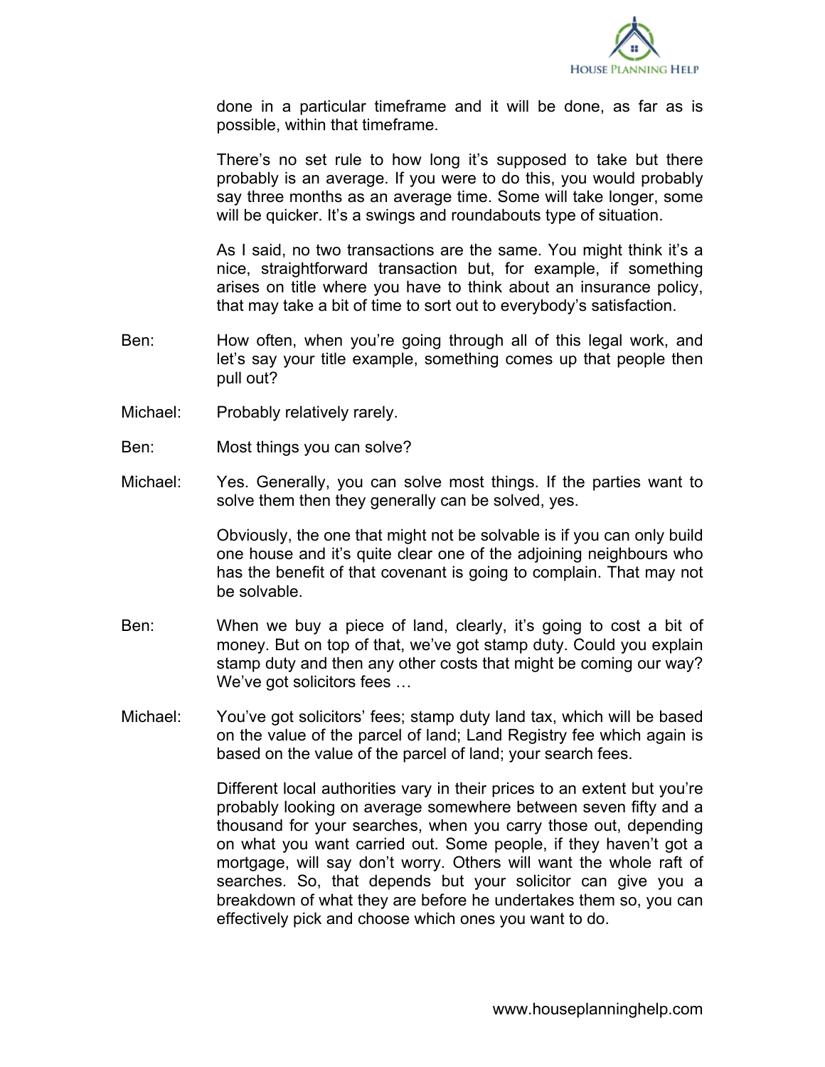done in a particular timeframe and it will be done, as far as is possible, within that timeframe.

There's no set rule to how long it's supposed to take but there probably is an average. If you were to do this, you would probably say three months as an average time. Some will take longer, some will be quicker. It's a swings and roundabouts type of situation.

As I said, no two transactions are the same. You might think it's a nice, straightforward transaction but, for example, if something arises on title where you have to think about an insurance policy, that may take a bit of time to sort out to everybody's satisfaction.

Ben: How often, when you're going through all of this legal work, and let's say your title example, something comes up that people then pull out?

Michael: Probably relatively rarely.

Ben: Most things you can solve?

Michael: Yes. Generally, you can solve most things. If the parties want to solve them then they generally can be solved, yes.

Obviously, the one that might not be solvable is if you can only build one house and it's quite clear one of the adjoining neighbours who has the benefit of that covenant is going to complain. That may not be solvable.

Ben: When we buy a piece of land, clearly, it's going to cost a bit of money. But on top of that, we've got stamp duty. Could you explain stamp duty and then any other costs that might be coming our way? We've got solicitors fees …

Michael: You've got solicitors' fees; stamp duty land tax, which will be based on the value of the parcel of land; Land Registry fee which again is based on the value of the parcel of land; your search fees.

Different local authorities vary in their prices to an extent but you're probably looking on average somewhere between seven fifty and a thousand for your searches, when you carry those out, depending on what you want carried out. Some people, if they haven't got a mortgage, will say don't worry. Others will want the whole raft of searches. So, that depends but your solicitor can give you a breakdown of what they are before he undertakes them so, you can effectively pick and choose which ones you want to do.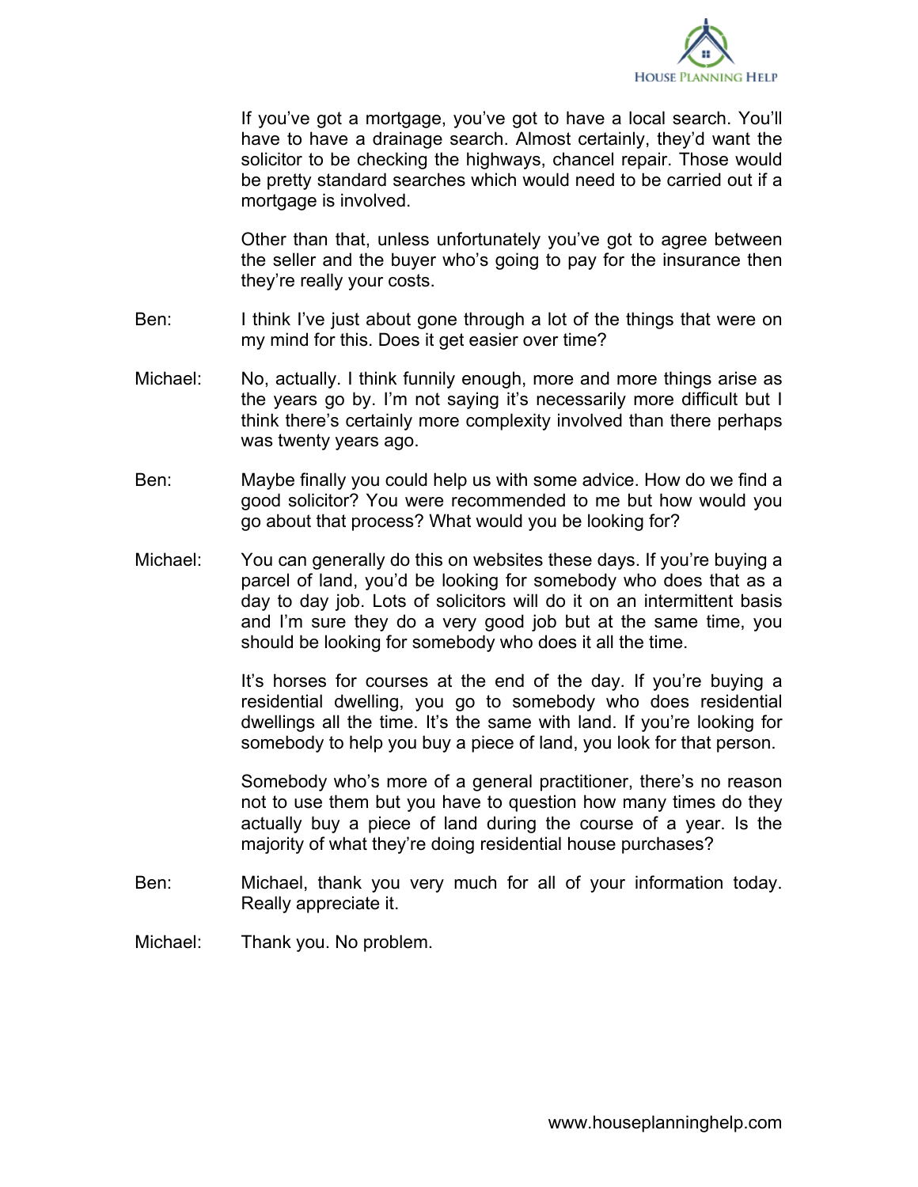If you've got a mortgage, you've got to have a local search. You'll have to have a drainage search. Almost certainly, they'd want the solicitor to be checking the highways, chancel repair. Those would be pretty standard searches which would need to be carried out if a mortgage is involved.

Other than that, unless unfortunately you've got to agree between the seller and the buyer who's going to pay for the insurance then they're really your costs.

Ben: I think I've just about gone through a lot of the things that were on my mind for this. Does it get easier over time?

Michael: No, actually. I think funnily enough, more and more things arise as the years go by. I'm not saying it's necessarily more difficult but I think there's certainly more complexity involved than there perhaps was twenty years ago.

Ben: Maybe finally you could help us with some advice. How do we find a good solicitor? You were recommended to me but how would you go about that process? What would you be looking for?

Michael: You can generally do this on websites these days. If you're buying a parcel of land, you'd be looking for somebody who does that as a day to day job. Lots of solicitors will do it on an intermittent basis and I'm sure they do a very good job but at the same time, you should be looking for somebody who does it all the time.

It's horses for courses at the end of the day. If you're buying a residential dwelling, you go to somebody who does residential dwellings all the time. It's the same with land. If you're looking for somebody to help you buy a piece of land, you look for that person.

Somebody who's more of a general practitioner, there's no reason not to use them but you have to question how many times do they actually buy a piece of land during the course of a year. Is the majority of what they're doing residential house purchases?

Ben: Michael, thank you very much for all of your information today. Really appreciate it.

Michael: Thank you. No problem.